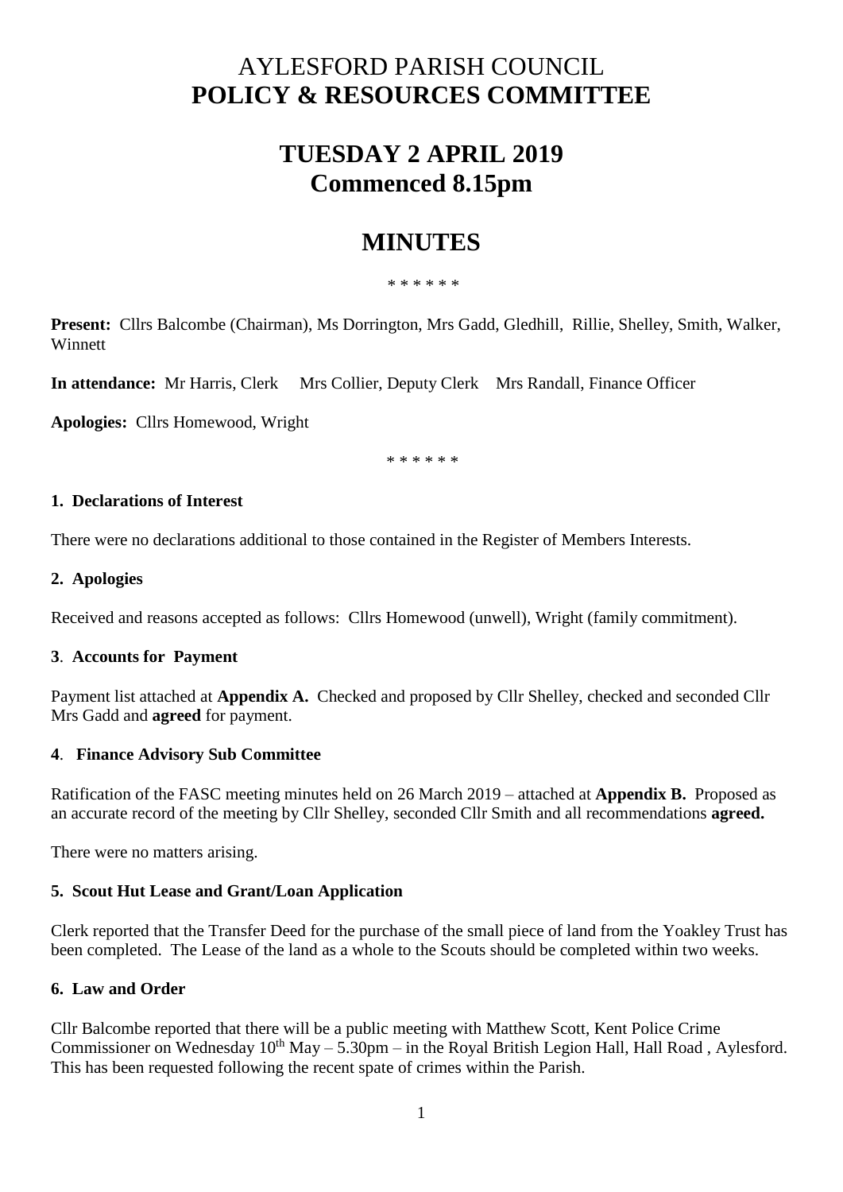# AYLESFORD PARISH COUNCIL
# POLICY & RESOURCES COMMITTEE

## TUESDAY 2 APRIL 2019
## Commenced 8.15pm

## MINUTES

\* \* \* \* \* \*

**Present:** Cllrs Balcombe (Chairman), Ms Dorrington, Mrs Gadd, Gledhill, Rillie, Shelley, Smith, Walker, Winnett

**In attendance:** Mr Harris, Clerk  Mrs Collier, Deputy Clerk  Mrs Randall, Finance Officer

**Apologies:** Cllrs Homewood, Wright

\* \* \* \* \* \*

### 1. Declarations of Interest

There were no declarations additional to those contained in the Register of Members Interests.

### 2. Apologies

Received and reasons accepted as follows: Cllrs Homewood (unwell), Wright (family commitment).

### 3. Accounts for Payment

Payment list attached at **Appendix A.** Checked and proposed by Cllr Shelley, checked and seconded Cllr Mrs Gadd and **agreed** for payment.

### 4. Finance Advisory Sub Committee

Ratification of the FASC meeting minutes held on 26 March 2019 – attached at **Appendix B.** Proposed as an accurate record of the meeting by Cllr Shelley, seconded Cllr Smith and all recommendations **agreed.**

There were no matters arising.

### 5. Scout Hut Lease and Grant/Loan Application

Clerk reported that the Transfer Deed for the purchase of the small piece of land from the Yoakley Trust has been completed. The Lease of the land as a whole to the Scouts should be completed within two weeks.

### 6. Law and Order

Cllr Balcombe reported that there will be a public meeting with Matthew Scott, Kent Police Crime Commissioner on Wednesday 10th May – 5.30pm – in the Royal British Legion Hall, Hall Road , Aylesford. This has been requested following the recent spate of crimes within the Parish.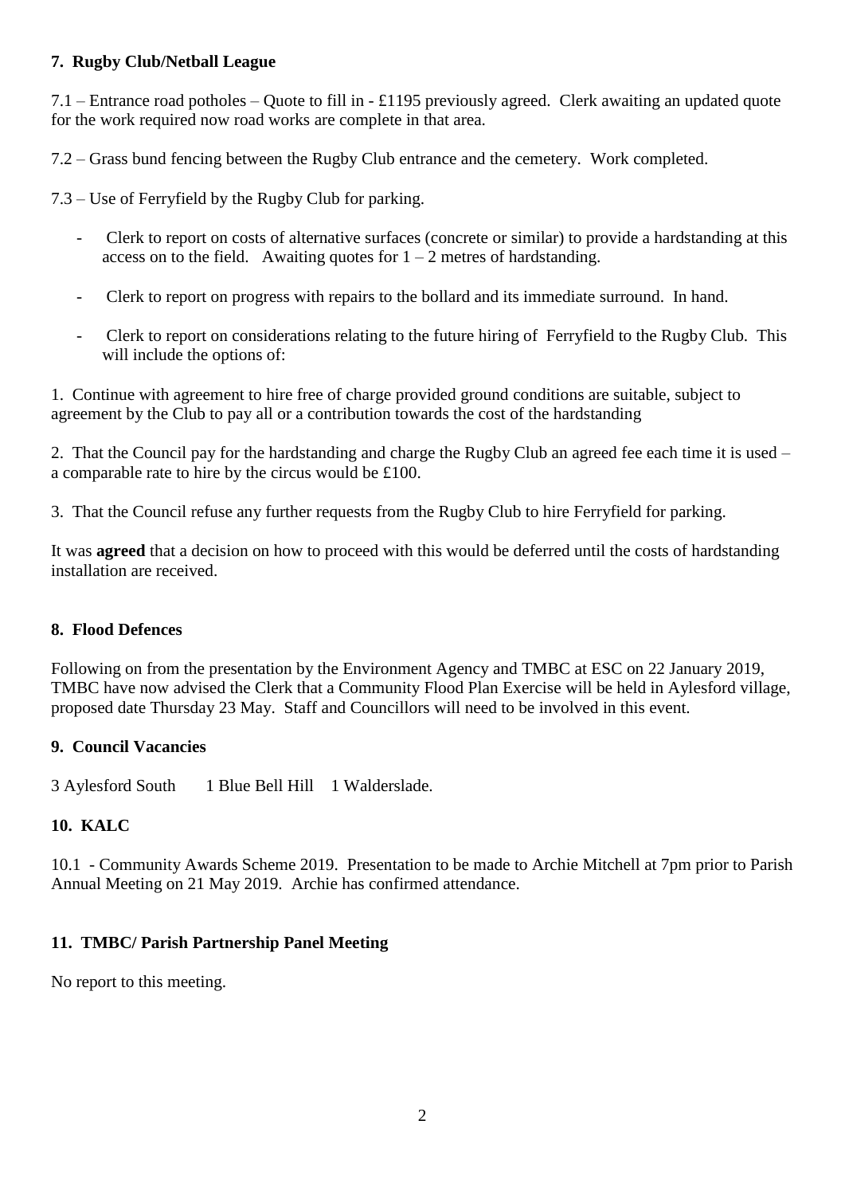### 7. Rugby Club/Netball League

7.1 – Entrance road potholes – Quote to fill in - £1195 previously agreed. Clerk awaiting an updated quote for the work required now road works are complete in that area.

7.2 – Grass bund fencing between the Rugby Club entrance and the cemetery. Work completed.

7.3 – Use of Ferryfield by the Rugby Club for parking.

- Clerk to report on costs of alternative surfaces (concrete or similar) to provide a hardstanding at this access on to the field. Awaiting quotes for 1 – 2 metres of hardstanding.
- Clerk to report on progress with repairs to the bollard and its immediate surround. In hand.
- Clerk to report on considerations relating to the future hiring of Ferryfield to the Rugby Club. This will include the options of:

1. Continue with agreement to hire free of charge provided ground conditions are suitable, subject to agreement by the Club to pay all or a contribution towards the cost of the hardstanding

2. That the Council pay for the hardstanding and charge the Rugby Club an agreed fee each time it is used – a comparable rate to hire by the circus would be £100.

3. That the Council refuse any further requests from the Rugby Club to hire Ferryfield for parking.

It was **agreed** that a decision on how to proceed with this would be deferred until the costs of hardstanding installation are received.

### 8. Flood Defences

Following on from the presentation by the Environment Agency and TMBC at ESC on 22 January 2019, TMBC have now advised the Clerk that a Community Flood Plan Exercise will be held in Aylesford village, proposed date Thursday 23 May. Staff and Councillors will need to be involved in this event.

### 9. Council Vacancies

3 Aylesford South 1 Blue Bell Hill 1 Walderslade.

### 10. KALC

10.1 - Community Awards Scheme 2019. Presentation to be made to Archie Mitchell at 7pm prior to Parish Annual Meeting on 21 May 2019. Archie has confirmed attendance.

### 11. TMBC/ Parish Partnership Panel Meeting

No report to this meeting.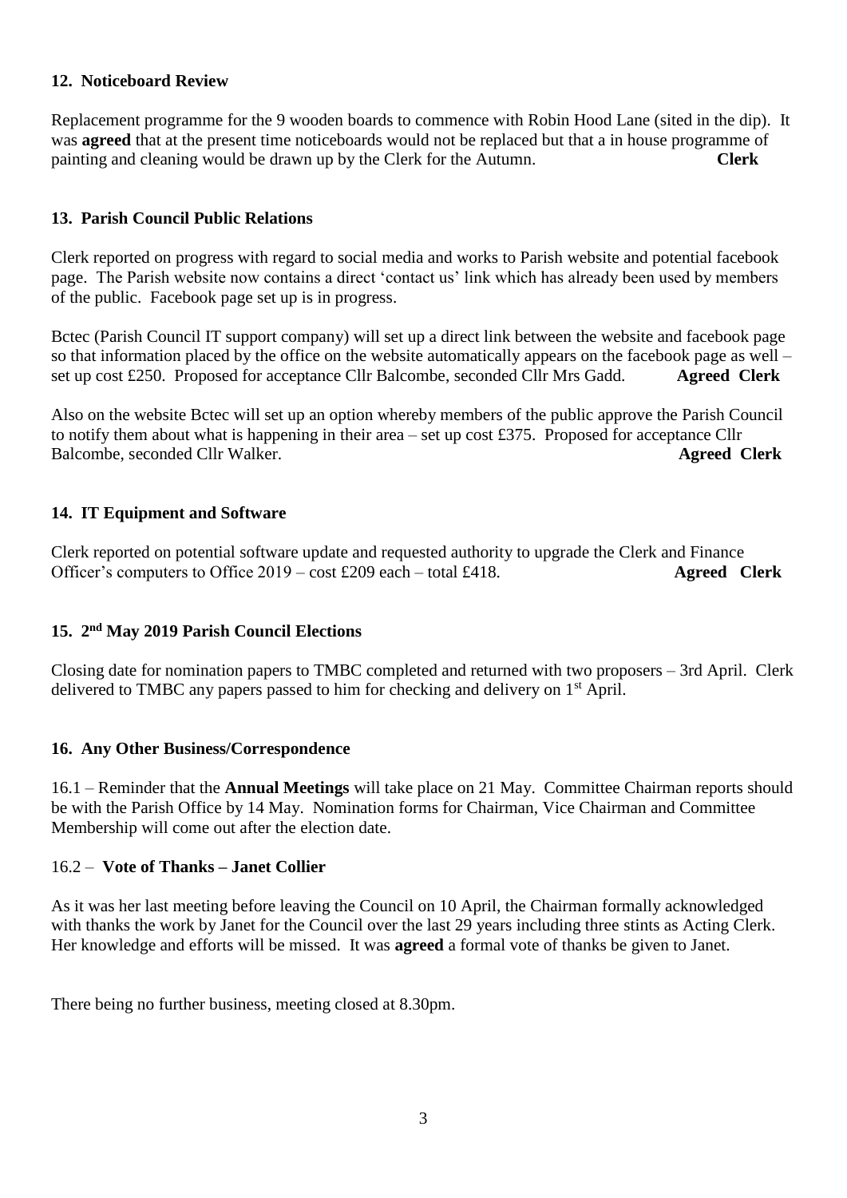## 12. Noticeboard Review

Replacement programme for the 9 wooden boards to commence with Robin Hood Lane (sited in the dip). It was **agreed** that at the present time noticeboards would not be replaced but that a in house programme of painting and cleaning would be drawn up by the Clerk for the Autumn. **Clerk**

## 13. Parish Council Public Relations

Clerk reported on progress with regard to social media and works to Parish website and potential facebook page. The Parish website now contains a direct 'contact us' link which has already been used by members of the public. Facebook page set up is in progress.

Bctec (Parish Council IT support company) will set up a direct link between the website and facebook page so that information placed by the office on the website automatically appears on the facebook page as well – set up cost £250. Proposed for acceptance Cllr Balcombe, seconded Cllr Mrs Gadd. **Agreed Clerk**

Also on the website Bctec will set up an option whereby members of the public approve the Parish Council to notify them about what is happening in their area – set up cost £375. Proposed for acceptance Cllr Balcombe, seconded Cllr Walker. **Agreed Clerk**

## 14. IT Equipment and Software

Clerk reported on potential software update and requested authority to upgrade the Clerk and Finance Officer's computers to Office 2019 – cost £209 each – total £418. **Agreed Clerk**

## 15. 2nd May 2019 Parish Council Elections

Closing date for nomination papers to TMBC completed and returned with two proposers – 3rd April. Clerk delivered to TMBC any papers passed to him for checking and delivery on 1st April.

## 16. Any Other Business/Correspondence

16.1 – Reminder that the **Annual Meetings** will take place on 21 May. Committee Chairman reports should be with the Parish Office by 14 May. Nomination forms for Chairman, Vice Chairman and Committee Membership will come out after the election date.

16.2 – **Vote of Thanks – Janet Collier**

As it was her last meeting before leaving the Council on 10 April, the Chairman formally acknowledged with thanks the work by Janet for the Council over the last 29 years including three stints as Acting Clerk. Her knowledge and efforts will be missed. It was **agreed** a formal vote of thanks be given to Janet.

There being no further business, meeting closed at 8.30pm.